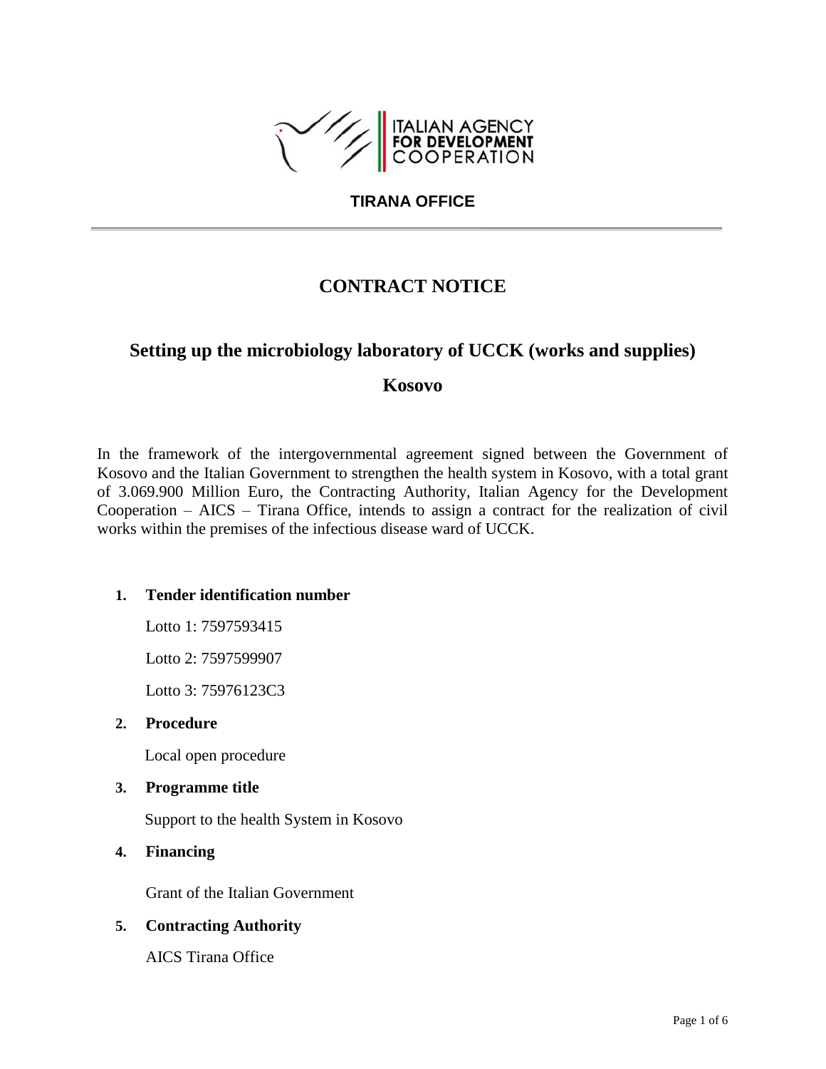ITALIAN AGENCY
FOR DEVELOPMENT
COOPERATION

**TIRANA OFFICE**

---

# CONTRACT NOTICE

## Setting up the microbiology laboratory of UCCK (works and supplies)

## Kosovo

In the framework of the intergovernmental agreement signed between the Government of Kosovo and the Italian Government to strengthen the health system in Kosovo, with a total grant of 3.069.900 Million Euro, the Contracting Authority, Italian Agency for the Development Cooperation – AICS – Tirana Office, intends to assign a contract for the realization of civil works within the premises of the infectious disease ward of UCCK.

1. **Tender identification number**

   Lotto 1: 7597593415

   Lotto 2: 7597599907

   Lotto 3: 75976123C3

2. **Procedure**

   Local open procedure

3. **Programme title**

   Support to the health System in Kosovo

4. **Financing**

   Grant of the Italian Government

5. **Contracting Authority**

   AICS Tirana Office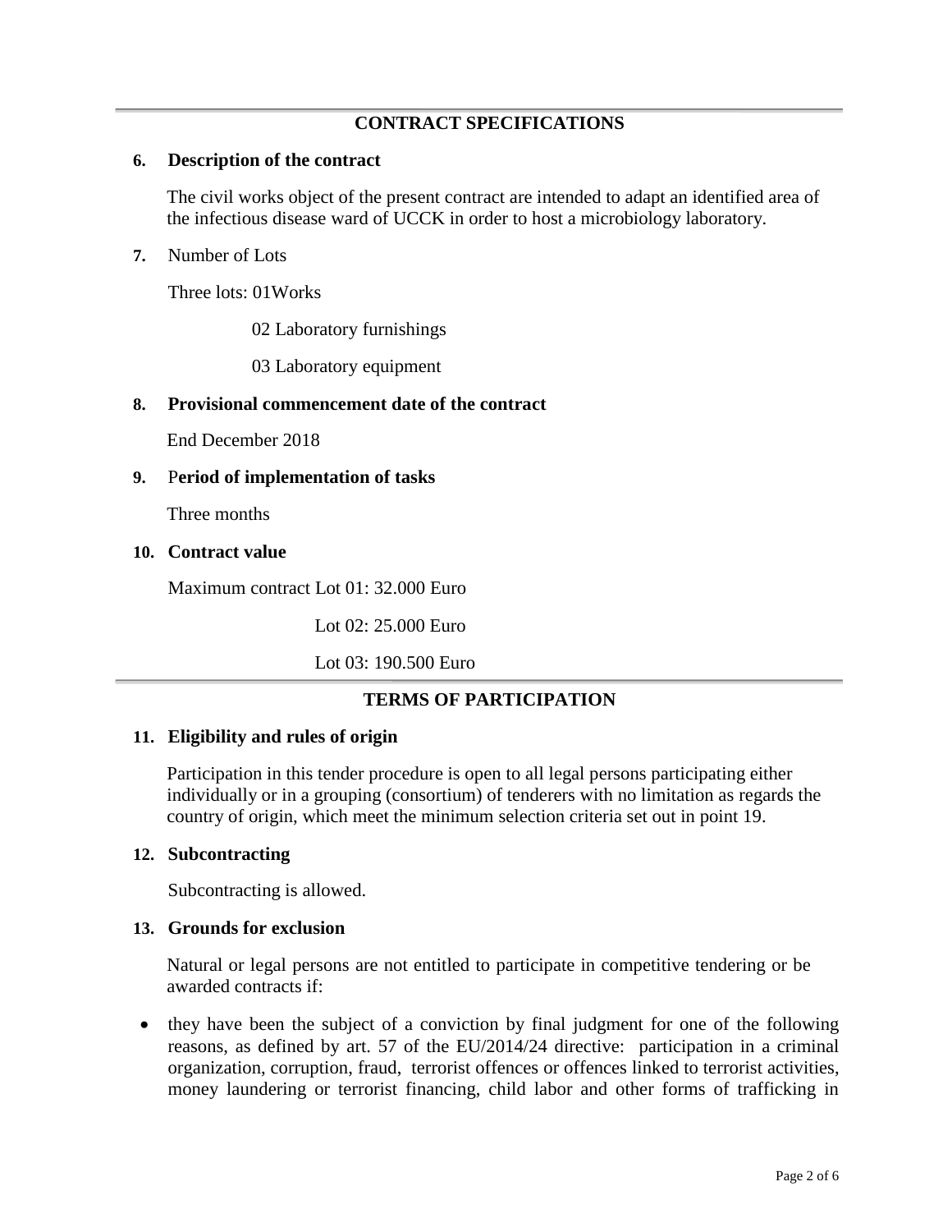## CONTRACT SPECIFICATIONS

**6. Description of the contract**

The civil works object of the present contract are intended to adapt an identified area of the infectious disease ward of UCCK in order to host a microbiology laboratory.

**7.** Number of Lots

Three lots: 01Works

02 Laboratory furnishings

03 Laboratory equipment

**8. Provisional commencement date of the contract**

End December 2018

**9. Period of implementation of tasks**

Three months

**10. Contract value**

Maximum contract Lot 01: 32.000 Euro

Lot 02: 25.000 Euro

Lot 03: 190.500 Euro

## TERMS OF PARTICIPATION

**11. Eligibility and rules of origin**

Participation in this tender procedure is open to all legal persons participating either individually or in a grouping (consortium) of tenderers with no limitation as regards the country of origin, which meet the minimum selection criteria set out in point 19.

**12. Subcontracting**

Subcontracting is allowed.

**13. Grounds for exclusion**

Natural or legal persons are not entitled to participate in competitive tendering or be awarded contracts if:

- they have been the subject of a conviction by final judgment for one of the following reasons, as defined by art. 57 of the EU/2014/24 directive: participation in a criminal organization, corruption, fraud, terrorist offences or offences linked to terrorist activities, money laundering or terrorist financing, child labor and other forms of trafficking in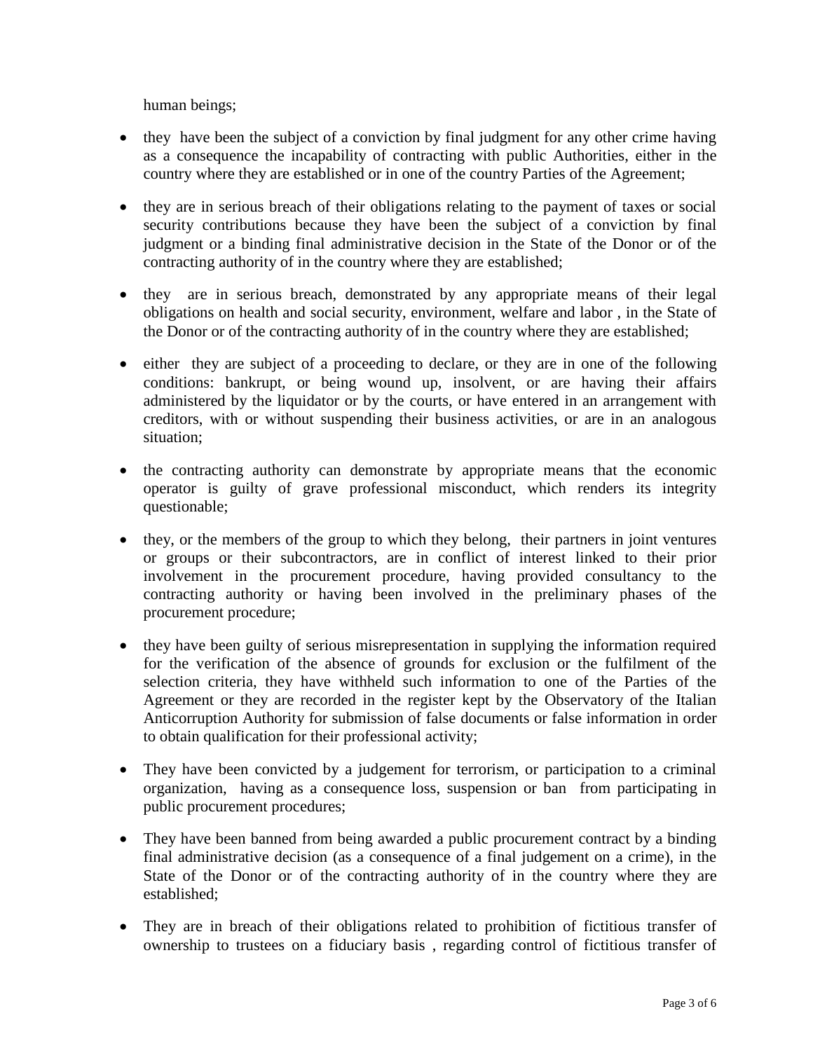human beings;

- they have been the subject of a conviction by final judgment for any other crime having as a consequence the incapability of contracting with public Authorities, either in the country where they are established or in one of the country Parties of the Agreement;

- they are in serious breach of their obligations relating to the payment of taxes or social security contributions because they have been the subject of a conviction by final judgment or a binding final administrative decision in the State of the Donor or of the contracting authority of in the country where they are established;

- they are in serious breach, demonstrated by any appropriate means of their legal obligations on health and social security, environment, welfare and labor , in the State of the Donor or of the contracting authority of in the country where they are established;

- either they are subject of a proceeding to declare, or they are in one of the following conditions: bankrupt, or being wound up, insolvent, or are having their affairs administered by the liquidator or by the courts, or have entered in an arrangement with creditors, with or without suspending their business activities, or are in an analogous situation;

- the contracting authority can demonstrate by appropriate means that the economic operator is guilty of grave professional misconduct, which renders its integrity questionable;

- they, or the members of the group to which they belong, their partners in joint ventures or groups or their subcontractors, are in conflict of interest linked to their prior involvement in the procurement procedure, having provided consultancy to the contracting authority or having been involved in the preliminary phases of the procurement procedure;

- they have been guilty of serious misrepresentation in supplying the information required for the verification of the absence of grounds for exclusion or the fulfilment of the selection criteria, they have withheld such information to one of the Parties of the Agreement or they are recorded in the register kept by the Observatory of the Italian Anticorruption Authority for submission of false documents or false information in order to obtain qualification for their professional activity;

- They have been convicted by a judgement for terrorism, or participation to a criminal organization, having as a consequence loss, suspension or ban from participating in public procurement procedures;

- They have been banned from being awarded a public procurement contract by a binding final administrative decision (as a consequence of a final judgement on a crime), in the State of the Donor or of the contracting authority of in the country where they are established;

- They are in breach of their obligations related to prohibition of fictitious transfer of ownership to trustees on a fiduciary basis , regarding control of fictitious transfer of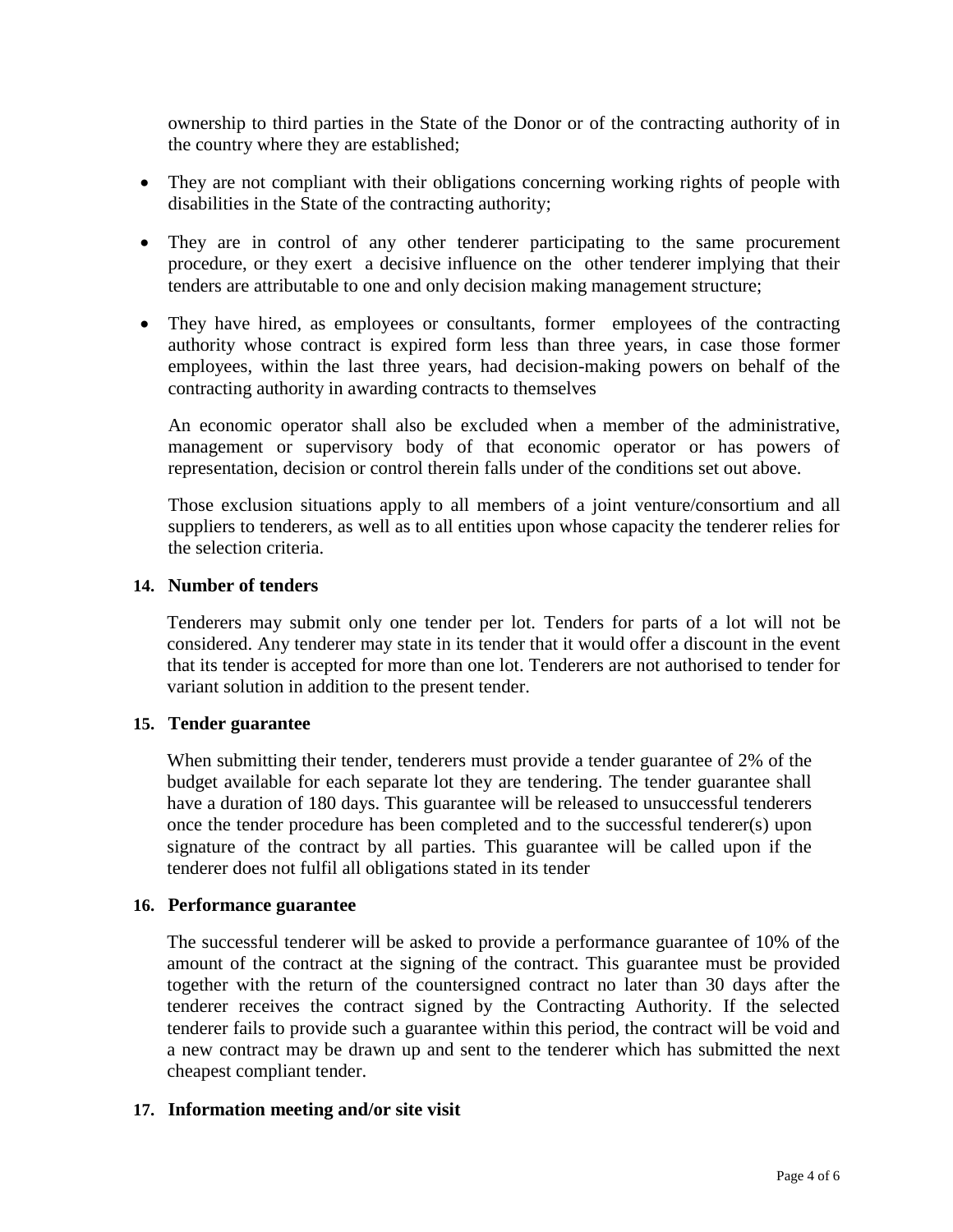ownership to third parties in the State of the Donor or of the contracting authority of in the country where they are established;

- They are not compliant with their obligations concerning working rights of people with disabilities in the State of the contracting authority;
- They are in control of any other tenderer participating to the same procurement procedure, or they exert a decisive influence on the other tenderer implying that their tenders are attributable to one and only decision making management structure;
- They have hired, as employees or consultants, former employees of the contracting authority whose contract is expired form less than three years, in case those former employees, within the last three years, had decision-making powers on behalf of the contracting authority in awarding contracts to themselves

An economic operator shall also be excluded when a member of the administrative, management or supervisory body of that economic operator or has powers of representation, decision or control therein falls under of the conditions set out above.

Those exclusion situations apply to all members of a joint venture/consortium and all suppliers to tenderers, as well as to all entities upon whose capacity the tenderer relies for the selection criteria.

**14. Number of tenders**

Tenderers may submit only one tender per lot. Tenders for parts of a lot will not be considered. Any tenderer may state in its tender that it would offer a discount in the event that its tender is accepted for more than one lot. Tenderers are not authorised to tender for variant solution in addition to the present tender.

**15. Tender guarantee**

When submitting their tender, tenderers must provide a tender guarantee of 2% of the budget available for each separate lot they are tendering. The tender guarantee shall have a duration of 180 days. This guarantee will be released to unsuccessful tenderers once the tender procedure has been completed and to the successful tenderer(s) upon signature of the contract by all parties. This guarantee will be called upon if the tenderer does not fulfil all obligations stated in its tender

**16. Performance guarantee**

The successful tenderer will be asked to provide a performance guarantee of 10% of the amount of the contract at the signing of the contract. This guarantee must be provided together with the return of the countersigned contract no later than 30 days after the tenderer receives the contract signed by the Contracting Authority. If the selected tenderer fails to provide such a guarantee within this period, the contract will be void and a new contract may be drawn up and sent to the tenderer which has submitted the next cheapest compliant tender.

**17. Information meeting and/or site visit**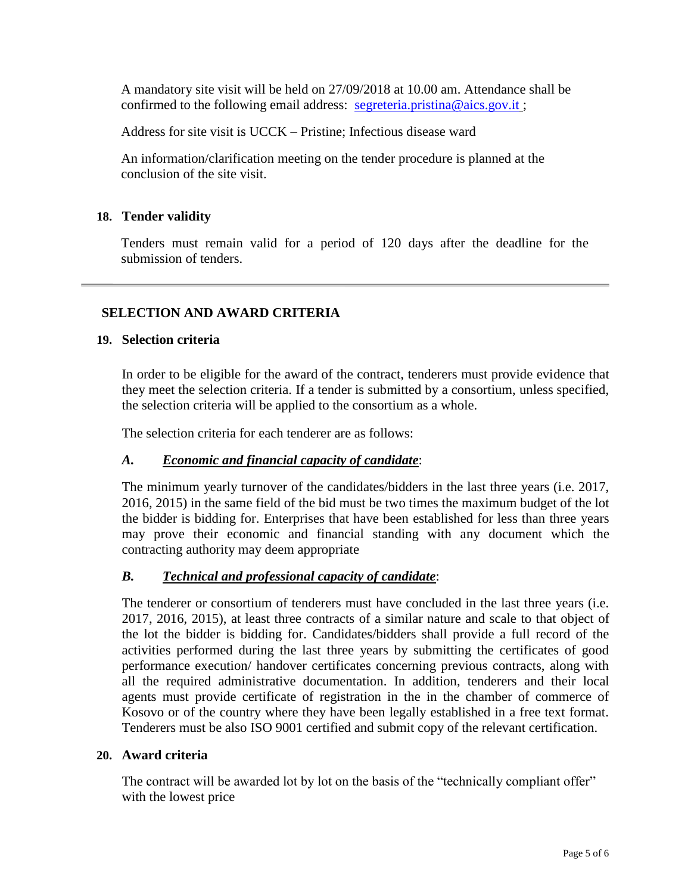A mandatory site visit will be held on 27/09/2018 at 10.00 am. Attendance shall be confirmed to the following email address: segreteria.pristina@aics.gov.it ;

Address for site visit is UCCK – Pristine; Infectious disease ward

An information/clarification meeting on the tender procedure is planned at the conclusion of the site visit.

### 18. Tender validity

Tenders must remain valid for a period of 120 days after the deadline for the submission of tenders.

---

## SELECTION AND AWARD CRITERIA

### 19. Selection criteria

In order to be eligible for the award of the contract, tenderers must provide evidence that they meet the selection criteria. If a tender is submitted by a consortium, unless specified, the selection criteria will be applied to the consortium as a whole.

The selection criteria for each tenderer are as follows:

***A.*** ***Economic and financial capacity of candidate***:

The minimum yearly turnover of the candidates/bidders in the last three years (i.e. 2017, 2016, 2015) in the same field of the bid must be two times the maximum budget of the lot the bidder is bidding for. Enterprises that have been established for less than three years may prove their economic and financial standing with any document which the contracting authority may deem appropriate

***B.*** ***Technical and professional capacity of candidate***:

The tenderer or consortium of tenderers must have concluded in the last three years (i.e. 2017, 2016, 2015), at least three contracts of a similar nature and scale to that object of the lot the bidder is bidding for. Candidates/bidders shall provide a full record of the activities performed during the last three years by submitting the certificates of good performance execution/ handover certificates concerning previous contracts, along with all the required administrative documentation. In addition, tenderers and their local agents must provide certificate of registration in the in the chamber of commerce of Kosovo or of the country where they have been legally established in a free text format. Tenderers must be also ISO 9001 certified and submit copy of the relevant certification.

### 20. Award criteria

The contract will be awarded lot by lot on the basis of the "technically compliant offer" with the lowest price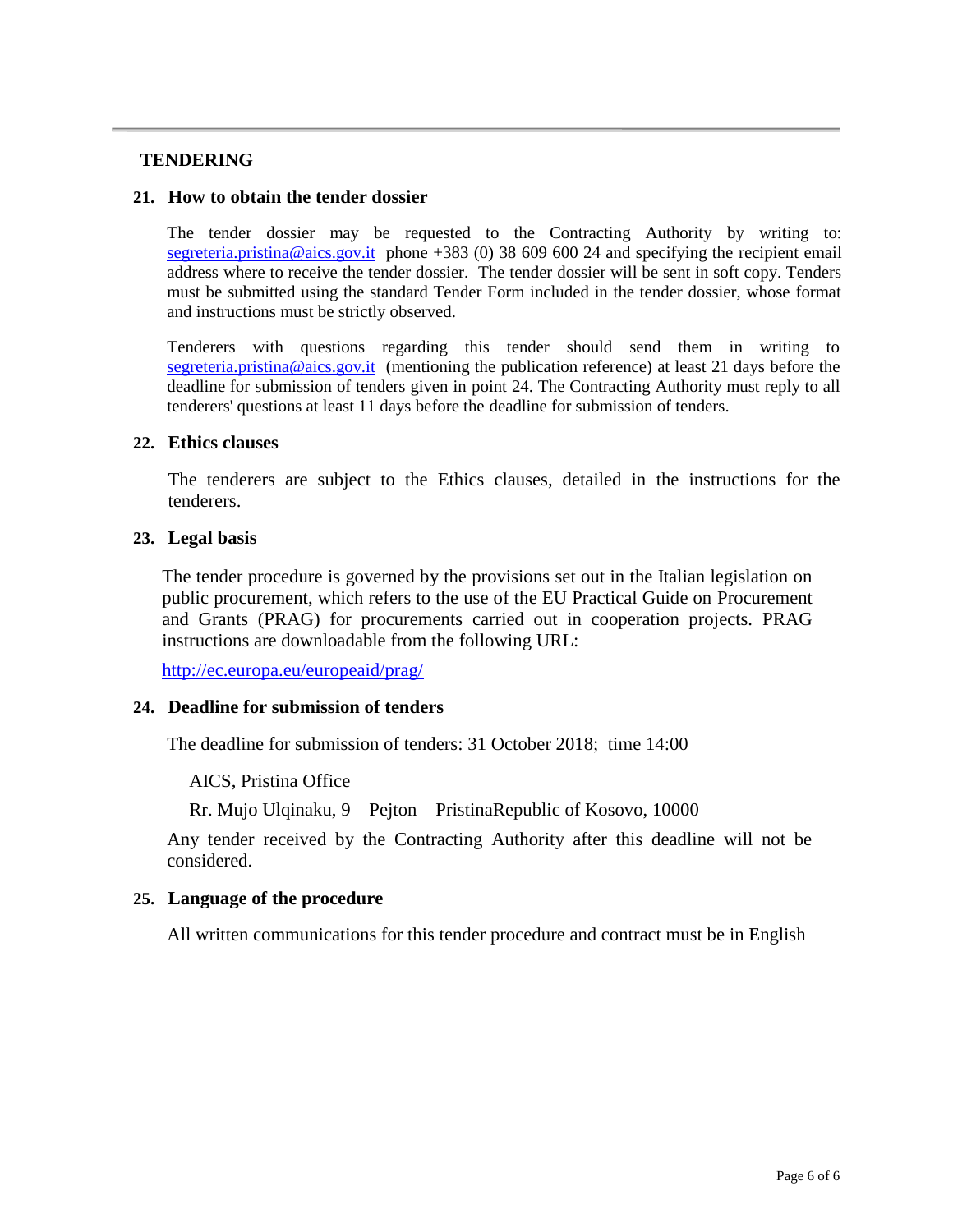## TENDERING

### 21. How to obtain the tender dossier

The tender dossier may be requested to the Contracting Authority by writing to: segreteria.pristina@aics.gov.it phone +383 (0) 38 609 600 24 and specifying the recipient email address where to receive the tender dossier. The tender dossier will be sent in soft copy. Tenders must be submitted using the standard Tender Form included in the tender dossier, whose format and instructions must be strictly observed.

Tenderers with questions regarding this tender should send them in writing to segreteria.pristina@aics.gov.it (mentioning the publication reference) at least 21 days before the deadline for submission of tenders given in point 24. The Contracting Authority must reply to all tenderers' questions at least 11 days before the deadline for submission of tenders.

### 22. Ethics clauses

The tenderers are subject to the Ethics clauses, detailed in the instructions for the tenderers.

### 23. Legal basis

The tender procedure is governed by the provisions set out in the Italian legislation on public procurement, which refers to the use of the EU Practical Guide on Procurement and Grants (PRAG) for procurements carried out in cooperation projects. PRAG instructions are downloadable from the following URL:

http://ec.europa.eu/europeaid/prag/

### 24. Deadline for submission of tenders

The deadline for submission of tenders: 31 October 2018; time 14:00

AICS, Pristina Office

Rr. Mujo Ulqinaku, 9 – Pejton – PristinaRepublic of Kosovo, 10000

Any tender received by the Contracting Authority after this deadline will not be considered.

### 25. Language of the procedure

All written communications for this tender procedure and contract must be in English